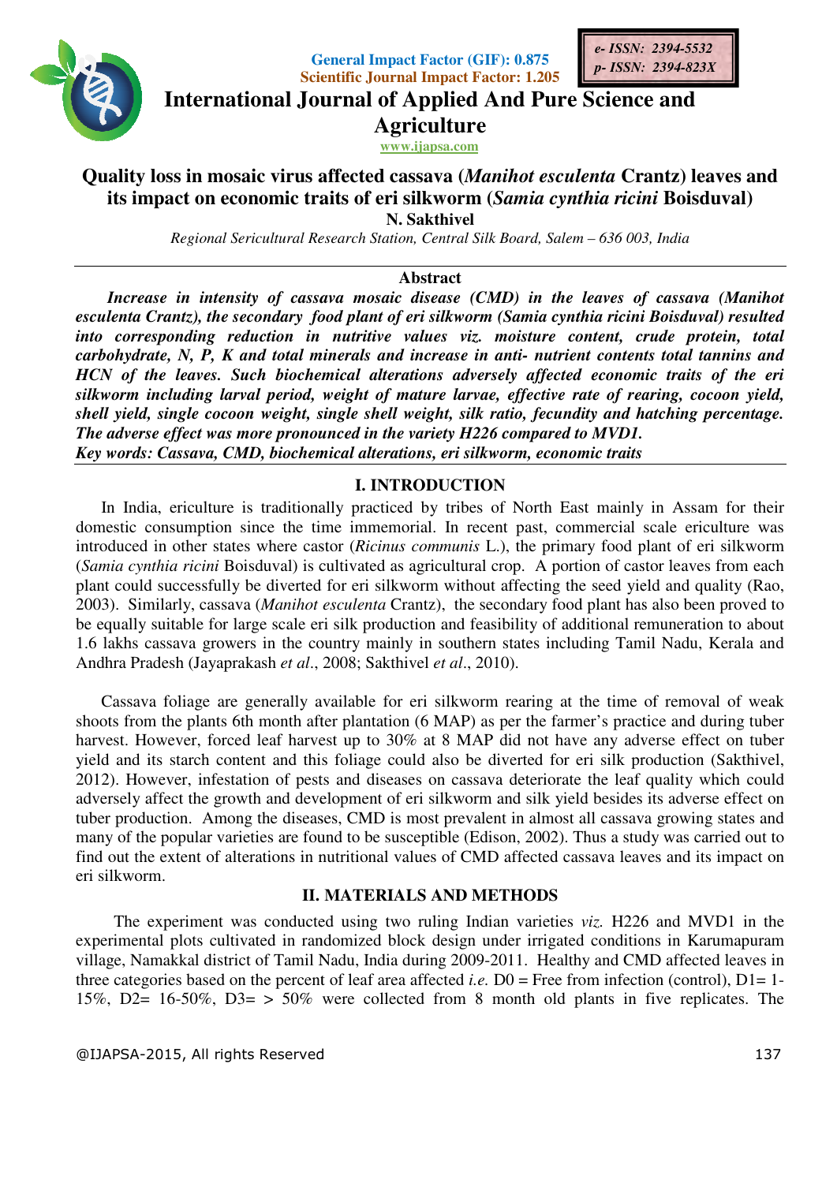# International Journal of Applied And Pure Science and Agriculture

www.ijapsa.com

e- ISSN: 2394-5532
p- ISSN: 2394-823X

General Impact Factor (GIF): 0.875
Scientific Journal Impact Factor: 1.205

## Quality loss in mosaic virus affected cassava (*Manihot esculenta* Crantz) leaves and its impact on economic traits of eri silkworm (*Samia cynthia ricini* Boisduval)

**N. Sakthivel**

*Regional Sericultural Research Station, Central Silk Board, Salem – 636 003, India*

### Abstract

***Increase in intensity of cassava mosaic disease (CMD) in the leaves of cassava (Manihot esculenta Crantz), the secondary food plant of eri silkworm (Samia cynthia ricini Boisduval) resulted into corresponding reduction in nutritive values viz. moisture content, crude protein, total carbohydrate, N, P, K and total minerals and increase in anti- nutrient contents total tannins and HCN of the leaves. Such biochemical alterations adversely affected economic traits of the eri silkworm including larval period, weight of mature larvae, effective rate of rearing, cocoon yield, shell yield, single cocoon weight, single shell weight, silk ratio, fecundity and hatching percentage. The adverse effect was more pronounced in the variety H226 compared to MVD1.***

***Key words: Cassava, CMD, biochemical alterations, eri silkworm, economic traits***

## I. INTRODUCTION

In India, ericulture is traditionally practiced by tribes of North East mainly in Assam for their domestic consumption since the time immemorial. In recent past, commercial scale ericulture was introduced in other states where castor (*Ricinus communis* L.), the primary food plant of eri silkworm (*Samia cynthia ricini* Boisduval) is cultivated as agricultural crop. A portion of castor leaves from each plant could successfully be diverted for eri silkworm without affecting the seed yield and quality (Rao, 2003). Similarly, cassava (*Manihot esculenta* Crantz), the secondary food plant has also been proved to be equally suitable for large scale eri silk production and feasibility of additional remuneration to about 1.6 lakhs cassava growers in the country mainly in southern states including Tamil Nadu, Kerala and Andhra Pradesh (Jayaprakash *et al*., 2008; Sakthivel *et al*., 2010).

Cassava foliage are generally available for eri silkworm rearing at the time of removal of weak shoots from the plants 6th month after plantation (6 MAP) as per the farmer's practice and during tuber harvest. However, forced leaf harvest up to 30% at 8 MAP did not have any adverse effect on tuber yield and its starch content and this foliage could also be diverted for eri silk production (Sakthivel, 2012). However, infestation of pests and diseases on cassava deteriorate the leaf quality which could adversely affect the growth and development of eri silkworm and silk yield besides its adverse effect on tuber production. Among the diseases, CMD is most prevalent in almost all cassava growing states and many of the popular varieties are found to be susceptible (Edison, 2002). Thus a study was carried out to find out the extent of alterations in nutritional values of CMD affected cassava leaves and its impact on eri silkworm.

## II. MATERIALS AND METHODS

The experiment was conducted using two ruling Indian varieties *viz.* H226 and MVD1 in the experimental plots cultivated in randomized block design under irrigated conditions in Karumapuram village, Namakkal district of Tamil Nadu, India during 2009-2011. Healthy and CMD affected leaves in three categories based on the percent of leaf area affected *i.e.* D0 = Free from infection (control), D1= 1-15%, D2= 16-50%, D3= > 50% were collected from 8 month old plants in five replicates. The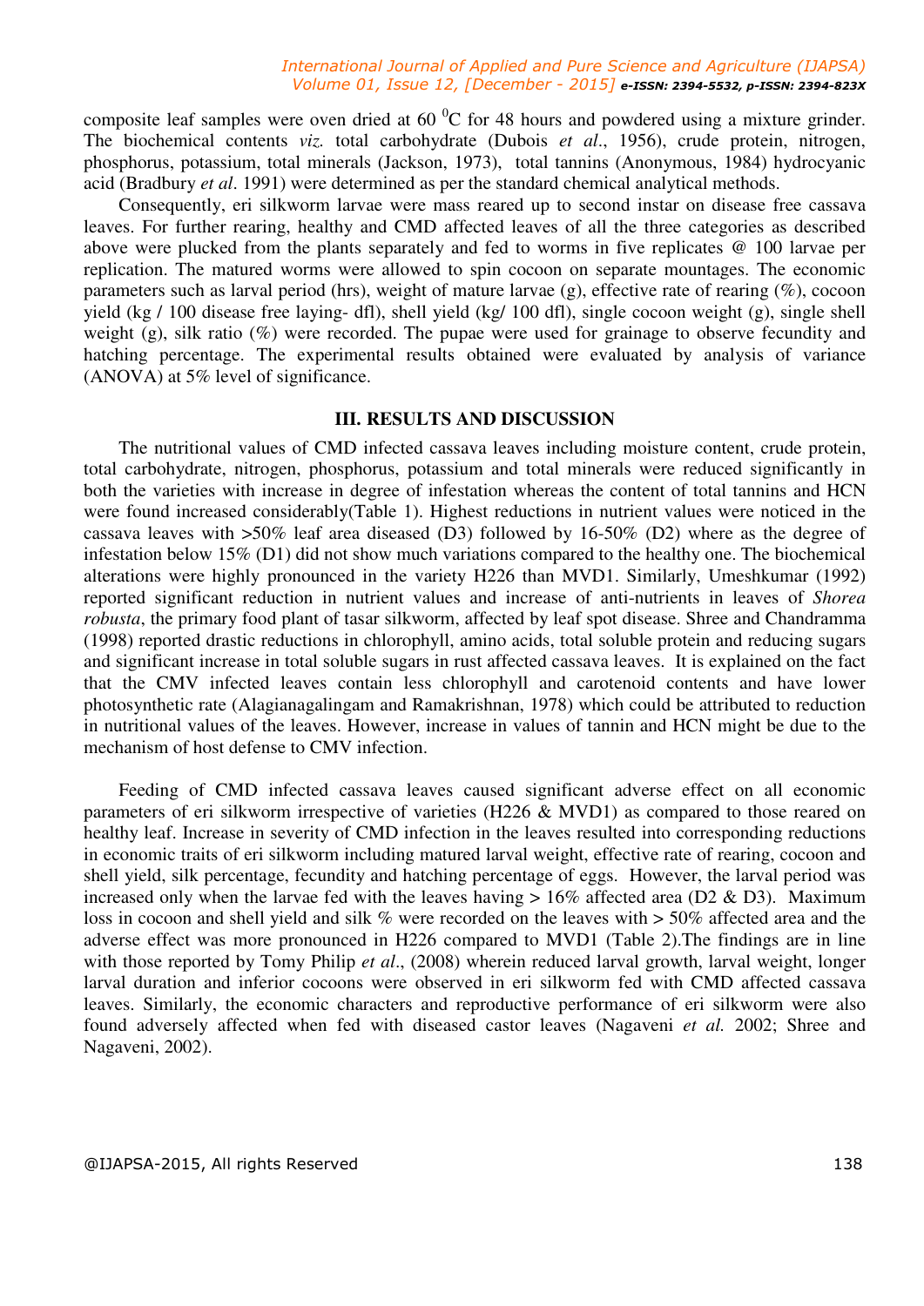composite leaf samples were oven dried at 60 $^0$C for 48 hours and powdered using a mixture grinder. The biochemical contents *viz.* total carbohydrate (Dubois *et al*., 1956), crude protein, nitrogen, phosphorus, potassium, total minerals (Jackson, 1973), total tannins (Anonymous, 1984) hydrocyanic acid (Bradbury *et al*. 1991) were determined as per the standard chemical analytical methods.

Consequently, eri silkworm larvae were mass reared up to second instar on disease free cassava leaves. For further rearing, healthy and CMD affected leaves of all the three categories as described above were plucked from the plants separately and fed to worms in five replicates @ 100 larvae per replication. The matured worms were allowed to spin cocoon on separate mountages. The economic parameters such as larval period (hrs), weight of mature larvae (g), effective rate of rearing (%), cocoon yield (kg / 100 disease free laying- dfl), shell yield (kg/ 100 dfl), single cocoon weight (g), single shell weight (g), silk ratio (%) were recorded. The pupae were used for grainage to observe fecundity and hatching percentage. The experimental results obtained were evaluated by analysis of variance (ANOVA) at 5% level of significance.

## III. RESULTS AND DISCUSSION

The nutritional values of CMD infected cassava leaves including moisture content, crude protein, total carbohydrate, nitrogen, phosphorus, potassium and total minerals were reduced significantly in both the varieties with increase in degree of infestation whereas the content of total tannins and HCN were found increased considerably(Table 1). Highest reductions in nutrient values were noticed in the cassava leaves with >50% leaf area diseased (D3) followed by 16-50% (D2) where as the degree of infestation below 15% (D1) did not show much variations compared to the healthy one. The biochemical alterations were highly pronounced in the variety H226 than MVD1. Similarly, Umeshkumar (1992) reported significant reduction in nutrient values and increase of anti-nutrients in leaves of *Shorea robusta*, the primary food plant of tasar silkworm, affected by leaf spot disease. Shree and Chandramma (1998) reported drastic reductions in chlorophyll, amino acids, total soluble protein and reducing sugars and significant increase in total soluble sugars in rust affected cassava leaves. It is explained on the fact that the CMV infected leaves contain less chlorophyll and carotenoid contents and have lower photosynthetic rate (Alagianagalingam and Ramakrishnan, 1978) which could be attributed to reduction in nutritional values of the leaves. However, increase in values of tannin and HCN might be due to the mechanism of host defense to CMV infection.

Feeding of CMD infected cassava leaves caused significant adverse effect on all economic parameters of eri silkworm irrespective of varieties (H226 & MVD1) as compared to those reared on healthy leaf. Increase in severity of CMD infection in the leaves resulted into corresponding reductions in economic traits of eri silkworm including matured larval weight, effective rate of rearing, cocoon and shell yield, silk percentage, fecundity and hatching percentage of eggs. However, the larval period was increased only when the larvae fed with the leaves having > 16% affected area (D2 & D3). Maximum loss in cocoon and shell yield and silk % were recorded on the leaves with > 50% affected area and the adverse effect was more pronounced in H226 compared to MVD1 (Table 2).The findings are in line with those reported by Tomy Philip *et al*., (2008) wherein reduced larval growth, larval weight, longer larval duration and inferior cocoons were observed in eri silkworm fed with CMD affected cassava leaves. Similarly, the economic characters and reproductive performance of eri silkworm were also found adversely affected when fed with diseased castor leaves (Nagaveni *et al.* 2002; Shree and Nagaveni, 2002).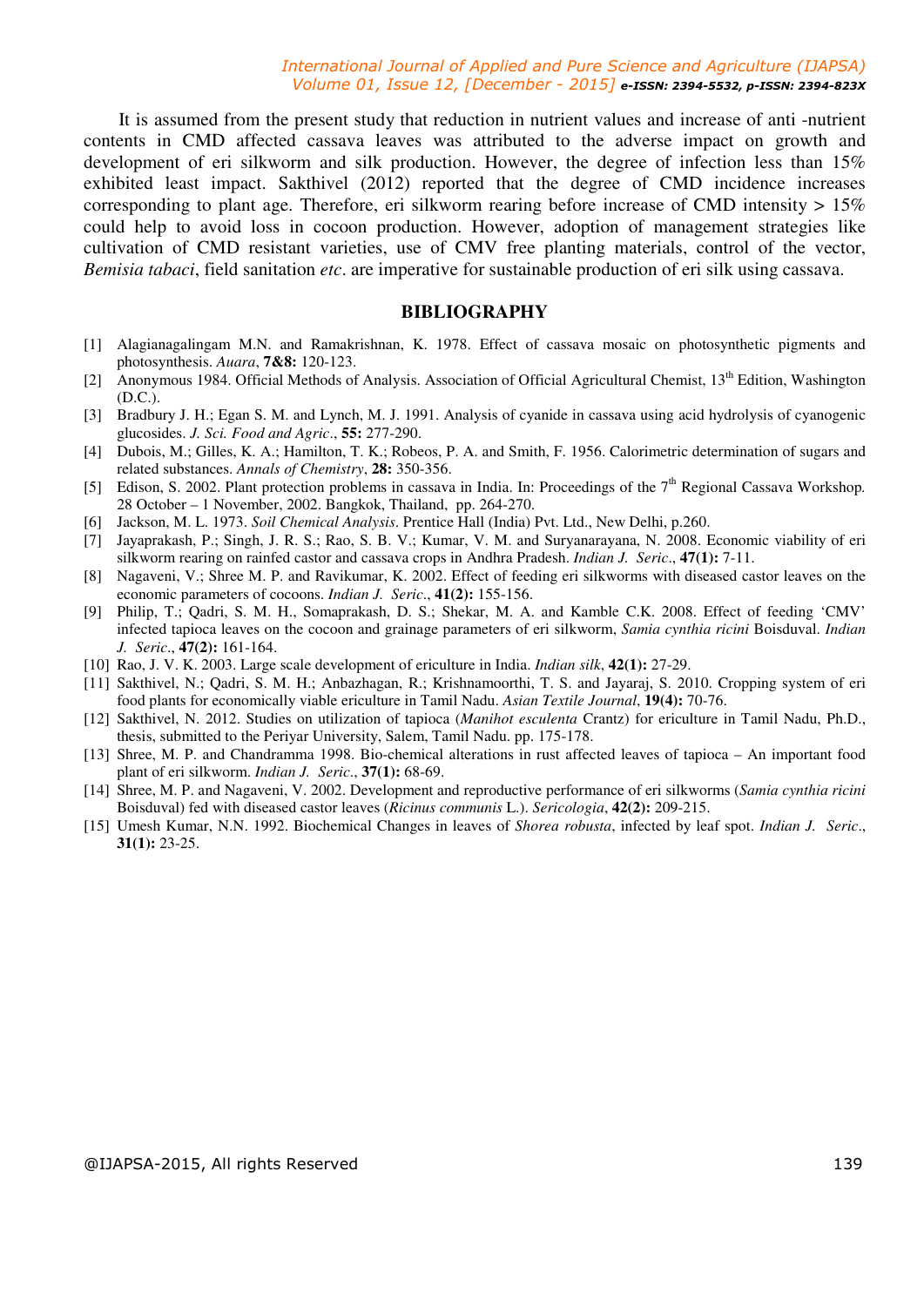It is assumed from the present study that reduction in nutrient values and increase of anti -nutrient contents in CMD affected cassava leaves was attributed to the adverse impact on growth and development of eri silkworm and silk production. However, the degree of infection less than 15% exhibited least impact. Sakthivel (2012) reported that the degree of CMD incidence increases corresponding to plant age. Therefore, eri silkworm rearing before increase of CMD intensity > 15% could help to avoid loss in cocoon production. However, adoption of management strategies like cultivation of CMD resistant varieties, use of CMV free planting materials, control of the vector, *Bemisia tabaci*, field sanitation *etc*. are imperative for sustainable production of eri silk using cassava.

## BIBLIOGRAPHY

[1] Alagianagalingam M.N. and Ramakrishnan, K. 1978. Effect of cassava mosaic on photosynthetic pigments and photosynthesis. *Auara*, **7&8:** 120-123.

[2] Anonymous 1984. Official Methods of Analysis. Association of Official Agricultural Chemist, 13th Edition, Washington (D.C.).

[3] Bradbury J. H.; Egan S. M. and Lynch, M. J. 1991. Analysis of cyanide in cassava using acid hydrolysis of cyanogenic glucosides. *J. Sci. Food and Agric*., **55:** 277-290.

[4] Dubois, M.; Gilles, K. A.; Hamilton, T. K.; Robeos, P. A. and Smith, F. 1956. Calorimetric determination of sugars and related substances. *Annals of Chemistry*, **28:** 350-356.

[5] Edison, S. 2002. Plant protection problems in cassava in India. In: Proceedings of the 7th Regional Cassava Workshop. 28 October – 1 November, 2002. Bangkok, Thailand, pp. 264-270.

[6] Jackson, M. L. 1973. *Soil Chemical Analysis*. Prentice Hall (India) Pvt. Ltd., New Delhi, p.260.

[7] Jayaprakash, P.; Singh, J. R. S.; Rao, S. B. V.; Kumar, V. M. and Suryanarayana, N. 2008. Economic viability of eri silkworm rearing on rainfed castor and cassava crops in Andhra Pradesh. *Indian J. Seric*., **47(1):** 7-11.

[8] Nagaveni, V.; Shree M. P. and Ravikumar, K. 2002. Effect of feeding eri silkworms with diseased castor leaves on the economic parameters of cocoons. *Indian J. Seric*., **41(2):** 155-156.

[9] Philip, T.; Qadri, S. M. H., Somaprakash, D. S.; Shekar, M. A. and Kamble C.K. 2008. Effect of feeding 'CMV' infected tapioca leaves on the cocoon and grainage parameters of eri silkworm, *Samia cynthia ricini* Boisduval. *Indian J. Seric*., **47(2):** 161-164.

[10] Rao, J. V. K. 2003. Large scale development of ericulture in India. *Indian silk*, **42(1):** 27-29.

[11] Sakthivel, N.; Qadri, S. M. H.; Anbazhagan, R.; Krishnamoorthi, T. S. and Jayaraj, S. 2010. Cropping system of eri food plants for economically viable ericulture in Tamil Nadu. *Asian Textile Journal*, **19(4):** 70-76.

[12] Sakthivel, N. 2012. Studies on utilization of tapioca (*Manihot esculenta* Crantz) for ericulture in Tamil Nadu, Ph.D., thesis, submitted to the Periyar University, Salem, Tamil Nadu. pp. 175-178.

[13] Shree, M. P. and Chandramma 1998. Bio-chemical alterations in rust affected leaves of tapioca – An important food plant of eri silkworm. *Indian J. Seric*., **37(1):** 68-69.

[14] Shree, M. P. and Nagaveni, V. 2002. Development and reproductive performance of eri silkworms (*Samia cynthia ricini* Boisduval) fed with diseased castor leaves (*Ricinus communis* L.). *Sericologia*, **42(2):** 209-215.

[15] Umesh Kumar, N.N. 1992. Biochemical Changes in leaves of *Shorea robusta*, infected by leaf spot. *Indian J. Seric*., **31(1):** 23-25.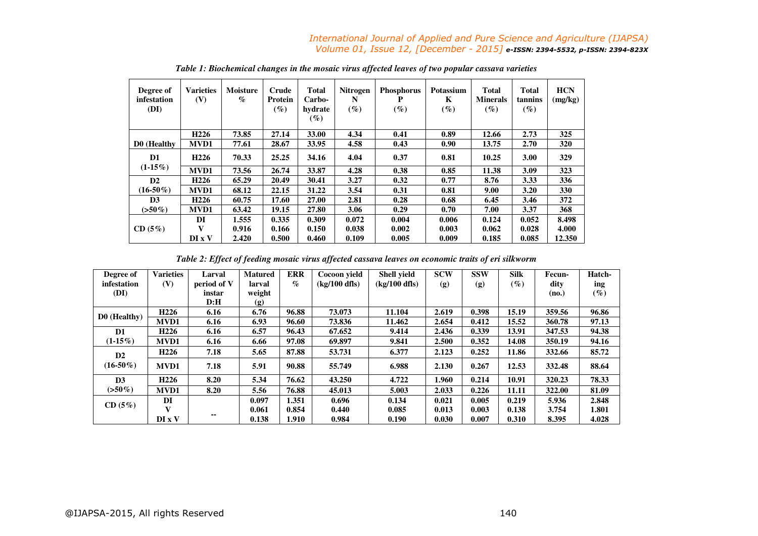*Table 1: Biochemical changes in the mosaic virus affected leaves of two popular cassava varieties*

| Degree of infestation (DI) | Varieties (V) | Moisture % | Crude Protein (%) | Total Carbo-hydrate (%) | Nitrogen N (%) | Phosphorus P (%) | Potassium K (%) | Total Minerals (%) | Total tannins (%) | HCN (mg/kg) |
|---|---|---|---|---|---|---|---|---|---|---|
| D0 (Healthy | H226 | 73.85 | 27.14 | 33.00 | 4.34 | 0.41 | 0.89 | 12.66 | 2.73 | 325 |
| | MVD1 | 77.61 | 28.67 | 33.95 | 4.58 | 0.43 | 0.90 | 13.75 | 2.70 | 320 |
| D1 (1-15%) | H226 | 70.33 | 25.25 | 34.16 | 4.04 | 0.37 | 0.81 | 10.25 | 3.00 | 329 |
| | MVD1 | 73.56 | 26.74 | 33.87 | 4.28 | 0.38 | 0.85 | 11.38 | 3.09 | 323 |
| D2 (16-50%) | H226 | 65.29 | 20.49 | 30.41 | 3.27 | 0.32 | 0.77 | 8.76 | 3.33 | 336 |
| | MVD1 | 68.12 | 22.15 | 31.22 | 3.54 | 0.31 | 0.81 | 9.00 | 3.20 | 330 |
| D3 (>50%) | H226 | 60.75 | 17.60 | 27.00 | 2.81 | 0.28 | 0.68 | 6.45 | 3.46 | 372 |
| | MVD1 | 63.42 | 19.15 | 27.80 | 3.06 | 0.29 | 0.70 | 7.00 | 3.37 | 368 |
| CD (5%) | DI | 1.555 | 0.335 | 0.309 | 0.072 | 0.004 | 0.006 | 0.124 | 0.052 | 8.498 |
| | V | 0.916 | 0.166 | 0.150 | 0.038 | 0.002 | 0.003 | 0.062 | 0.028 | 4.000 |
| | DI x V | 2.420 | 0.500 | 0.460 | 0.109 | 0.005 | 0.009 | 0.185 | 0.085 | 12.350 |

*Table 2: Effect of feeding mosaic virus affected cassava leaves on economic traits of eri silkworm*

| Degree of infestation (DI) | Varieties (V) | Larval period of V instar D:H | Matured larval weight (g) | ERR % | Cocoon yield (kg/100 dfls) | Shell yield (kg/100 dfls) | SCW (g) | SSW (g) | Silk (%) | Fecun-dity (no.) | Hatch-ing (%) |
|---|---|---|---|---|---|---|---|---|---|---|---|
| D0 (Healthy) | H226 | 6.16 | 6.76 | 96.88 | 73.073 | 11.104 | 2.619 | 0.398 | 15.19 | 359.56 | 96.86 |
| | MVD1 | 6.16 | 6.93 | 96.60 | 73.836 | 11.462 | 2.654 | 0.412 | 15.52 | 360.78 | 97.13 |
| D1 (1-15%) | H226 | 6.16 | 6.57 | 96.43 | 67.652 | 9.414 | 2.436 | 0.339 | 13.91 | 347.53 | 94.38 |
| | MVD1 | 6.16 | 6.66 | 97.08 | 69.897 | 9.841 | 2.500 | 0.352 | 14.08 | 350.19 | 94.16 |
| D2 (16-50%) | H226 | 7.18 | 5.65 | 87.88 | 53.731 | 6.377 | 2.123 | 0.252 | 11.86 | 332.66 | 85.72 |
| | MVD1 | 7.18 | 5.91 | 90.88 | 55.749 | 6.988 | 2.130 | 0.267 | 12.53 | 332.48 | 88.64 |
| D3 (>50%) | H226 | 8.20 | 5.34 | 76.62 | 43.250 | 4.722 | 1.960 | 0.214 | 10.91 | 320.23 | 78.33 |
| | MVD1 | 8.20 | 5.56 | 76.88 | 45.013 | 5.003 | 2.033 | 0.226 | 11.11 | 322.00 | 81.09 |
| CD (5%) | DI | -- | 0.097 | 1.351 | 0.696 | 0.134 | 0.021 | 0.005 | 0.219 | 5.936 | 2.848 |
| | V | | 0.061 | 0.854 | 0.440 | 0.085 | 0.013 | 0.003 | 0.138 | 3.754 | 1.801 |
| | DI x V | | 0.138 | 1.910 | 0.984 | 0.190 | 0.030 | 0.007 | 0.310 | 8.395 | 4.028 |